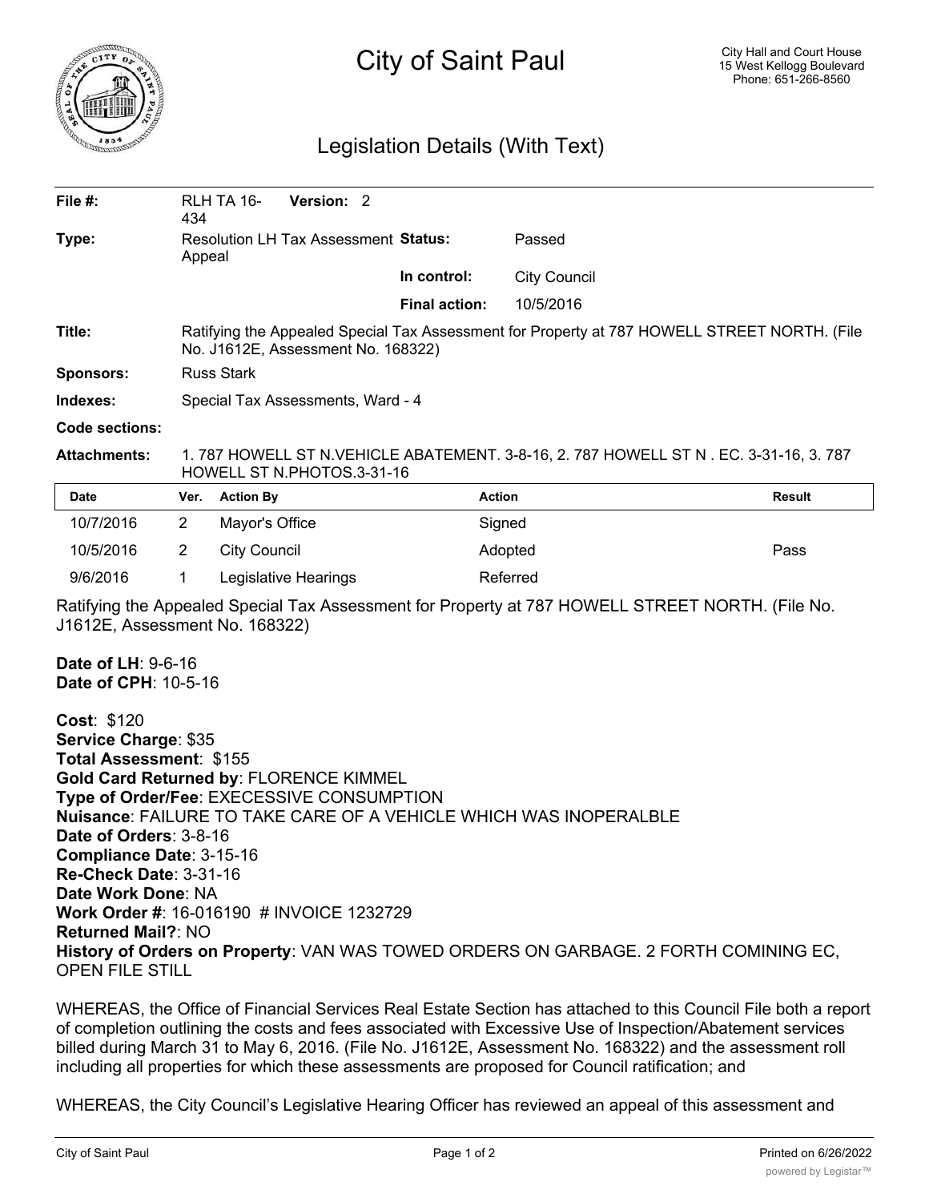# City of Saint Paul

City Hall and Court House
15 West Kellogg Boulevard
Phone: 651-266-8560

## Legislation Details (With Text)

| | | | |
|---|---|---|---|
| **File #:** | RLH TA 16-434 **Version:** 2 | | |
| **Type:** | Resolution LH Tax Assessment Appeal | **Status:** | Passed |
| | | **In control:** | City Council |
| | | **Final action:** | 10/5/2016 |
| **Title:** | Ratifying the Appealed Special Tax Assessment for Property at 787 HOWELL STREET NORTH. (File No. J1612E, Assessment No. 168322) | | |
| **Sponsors:** | Russ Stark | | |
| **Indexes:** | Special Tax Assessments, Ward - 4 | | |
| **Code sections:** | | | |
| **Attachments:** | 1. 787 HOWELL ST N.VEHICLE ABATEMENT. 3-8-16, 2. 787 HOWELL ST N . EC. 3-31-16, 3. 787 HOWELL ST N.PHOTOS.3-31-16 | | |

| Date | Ver. | Action By | Action | Result |
|---|---|---|---|---|
| 10/7/2016 | 2 | Mayor's Office | Signed | |
| 10/5/2016 | 2 | City Council | Adopted | Pass |
| 9/6/2016 | 1 | Legislative Hearings | Referred | |

Ratifying the Appealed Special Tax Assessment for Property at 787 HOWELL STREET NORTH. (File No. J1612E, Assessment No. 168322)

**Date of LH**: 9-6-16
**Date of CPH**: 10-5-16

**Cost**: $120
**Service Charge**: $35
**Total Assessment**: $155
**Gold Card Returned by**: FLORENCE KIMMEL
**Type of Order/Fee**: EXECESSIVE CONSUMPTION
**Nuisance**: FAILURE TO TAKE CARE OF A VEHICLE WHICH WAS INOPERALBLE
**Date of Orders**: 3-8-16
**Compliance Date**: 3-15-16
**Re-Check Date**: 3-31-16
**Date Work Done**: NA
**Work Order #**: 16-016190 # INVOICE 1232729
**Returned Mail?**: NO
**History of Orders on Property**: VAN WAS TOWED ORDERS ON GARBAGE. 2 FORTH COMINING EC, OPEN FILE STILL

WHEREAS, the Office of Financial Services Real Estate Section has attached to this Council File both a report of completion outlining the costs and fees associated with Excessive Use of Inspection/Abatement services billed during March 31 to May 6, 2016. (File No. J1612E, Assessment No. 168322) and the assessment roll including all properties for which these assessments are proposed for Council ratification; and

WHEREAS, the City Council's Legislative Hearing Officer has reviewed an appeal of this assessment and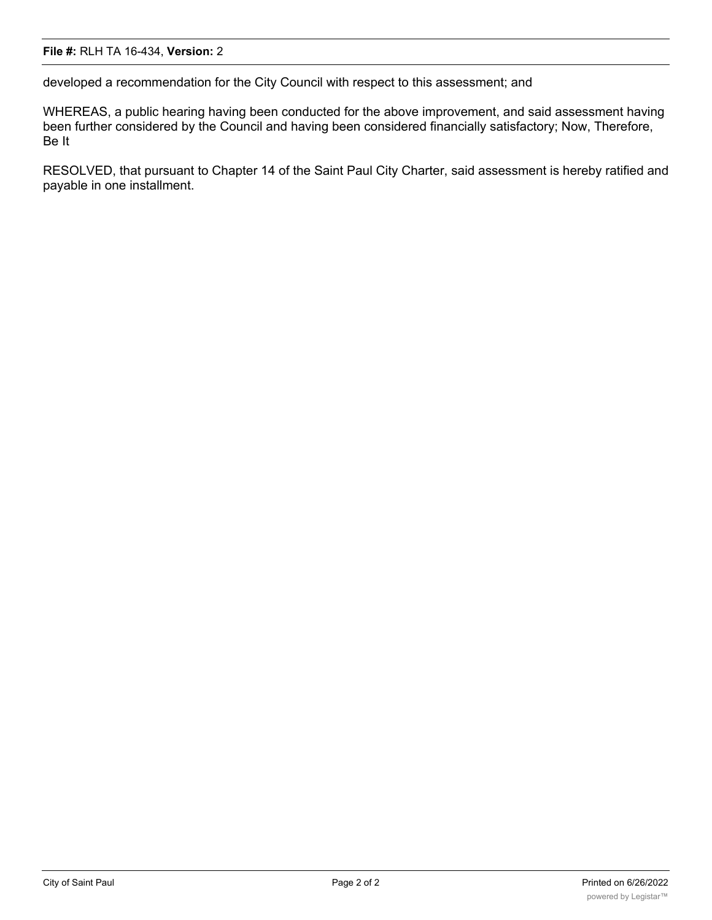developed a recommendation for the City Council with respect to this assessment; and

WHEREAS, a public hearing having been conducted for the above improvement, and said assessment having been further considered by the Council and having been considered financially satisfactory; Now, Therefore, Be It

RESOLVED, that pursuant to Chapter 14 of the Saint Paul City Charter, said assessment is hereby ratified and payable in one installment.